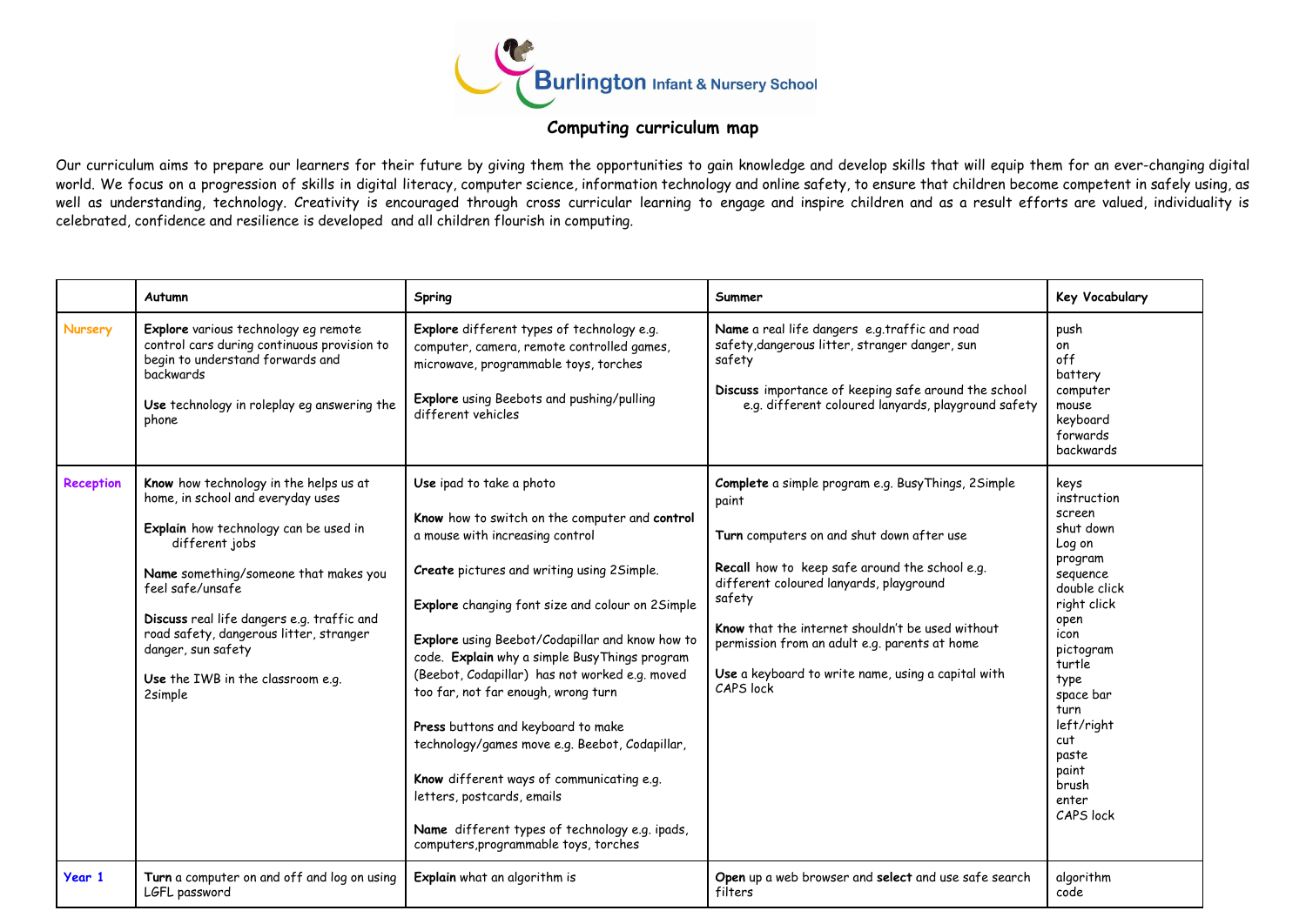# Burlington Infant & Nursery School

## Computing curriculum map

Our curriculum aims to prepare our learners for their future by giving them the opportunities to gain knowledge and develop skills that will equip them for an ever-changing digital world. We focus on a progression of skills in digital literacy, computer science, information technology and online safety, to ensure that children become competent in safely using, as well as understanding, technology. Creativity is encouraged through cross curricular learning to engage and inspire children and as a result efforts are valued, individuality is celebrated, confidence and resilience is developed and all children flourish in computing.

| | Autumn | Spring | Summer | Key Vocabulary |
|---|---|---|---|---|
| Nursery | **Explore** various technology eg remote control cars during continuous provision to begin to understand forwards and backwards<br><br>**Use** technology in roleplay eg answering the phone | **Explore** different types of technology e.g. computer, camera, remote controlled games, microwave, programmable toys, torches<br><br>**Explore** using Beebots and pushing/pulling different vehicles | **Name** a real life dangers e.g.traffic and road safety,dangerous litter, stranger danger, sun safety<br><br>**Discuss** importance of keeping safe around the school e.g. different coloured lanyards, playground safety | push<br>on<br>off<br>battery<br>computer<br>mouse<br>keyboard<br>forwards<br>backwards |
| Reception | **Know** how technology in the helps us at home, in school and everyday uses<br><br>**Explain** how technology can be used in different jobs<br><br>**Name** something/someone that makes you feel safe/unsafe<br><br>**Discuss** real life dangers e.g. traffic and road safety, dangerous litter, stranger danger, sun safety<br><br>**Use** the IWB in the classroom e.g. 2simple | **Use** ipad to take a photo<br><br>**Know** how to switch on the computer and **control** a mouse with increasing control<br><br>**Create** pictures and writing using 2Simple.<br><br>**Explore** changing font size and colour on 2Simple<br><br>**Explore** using Beebot/Codapillar and know how to code. **Explain** why a simple BusyThings program (Beebot, Codapillar) has not worked e.g. moved too far, not far enough, wrong turn<br><br>**Press** buttons and keyboard to make technology/games move e.g. Beebot, Codapillar,<br><br>**Know** different ways of communicating e.g. letters, postcards, emails<br><br>**Name** different types of technology e.g. ipads, computers,programmable toys, torches | **Complete** a simple program e.g. BusyThings, 2Simple paint<br><br>**Turn** computers on and shut down after use<br><br>**Recall** how to keep safe around the school e.g. different coloured lanyards, playground safety<br><br>**Know** that the internet shouldn't be used without permission from an adult e.g. parents at home<br><br>**Use** a keyboard to write name, using a capital with CAPS lock | keys<br>instruction<br>screen<br>shut down<br>Log on<br>program<br>sequence<br>double click<br>right click<br>open<br>icon<br>pictogram<br>turtle<br>type<br>space bar<br>turn<br>left/right<br>cut<br>paste<br>paint<br>brush<br>enter<br>CAPS lock |
| Year 1 | **Turn** a computer on and off and log on using LGFL password | **Explain** what an algorithm is | **Open** up a web browser and **select** and use safe search filters | algorithm<br>code |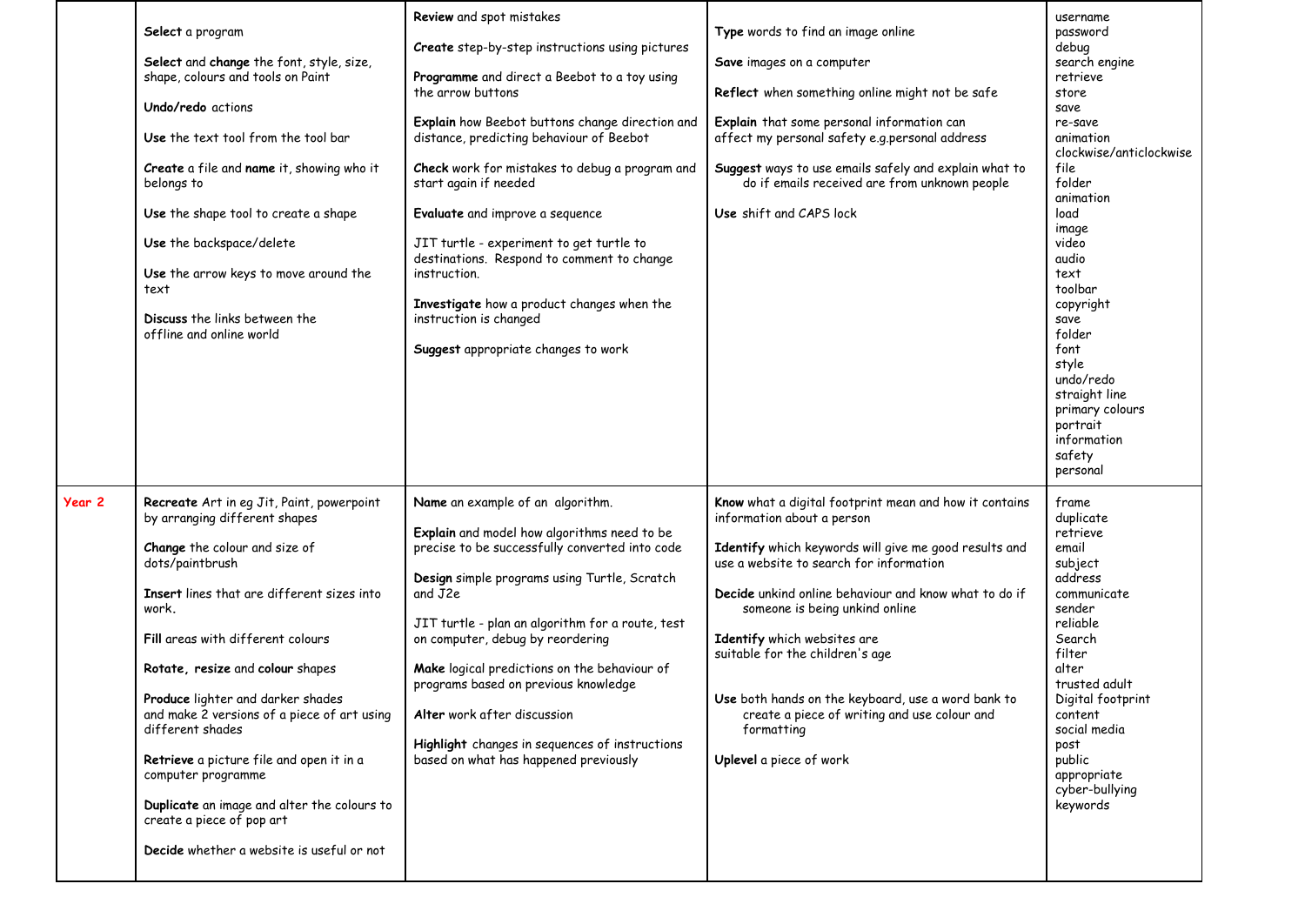| | | | | |
|---|---|---|---|---|
| | **Select** a program<br><br>**Select** and **change** the font, style, size, shape, colours and tools on Paint<br><br>**Undo/redo** actions<br><br>**Use** the text tool from the tool bar<br><br>**Create** a file and **name** it, showing who it belongs to<br><br>**Use** the shape tool to create a shape<br><br>**Use** the backspace/delete<br><br>**Use** the arrow keys to move around the text<br><br>**Discuss** the links between the offline and online world | **Review** and spot mistakes<br><br>**Create** step-by-step instructions using pictures<br><br>**Programme** and direct a Beebot to a toy using the arrow buttons<br><br>**Explain** how Beebot buttons change direction and distance, predicting behaviour of Beebot<br><br>**Check** work for mistakes to debug a program and start again if needed<br><br>**Evaluate** and improve a sequence<br><br>JIT turtle - experiment to get turtle to destinations. Respond to comment to change instruction.<br><br>**Investigate** how a product changes when the instruction is changed<br><br>**Suggest** appropriate changes to work | **Type** words to find an image online<br><br>**Save** images on a computer<br><br>**Reflect** when something online might not be safe<br><br>**Explain** that some personal information can affect my personal safety e.g.personal address<br><br>**Suggest** ways to use emails safely and explain what to do if emails received are from unknown people<br><br>**Use** shift and CAPS lock | username<br>password<br>debug<br>search engine<br>retrieve<br>store<br>save<br>re-save<br>animation<br>clockwise/anticlockwise<br>file<br>folder<br>animation<br>load<br>image<br>video<br>audio<br>text<br>toolbar<br>copyright<br>save<br>folder<br>font<br>style<br>undo/redo<br>straight line<br>primary colours<br>portrait<br>information<br>safety<br>personal |
| **Year 2** | **Recreate** Art in eg Jit, Paint, powerpoint by arranging different shapes<br><br>**Change** the colour and size of dots/paintbrush<br><br>**Insert** lines that are different sizes into work.<br><br>**Fill** areas with different colours<br><br>**Rotate, resize** and **colour** shapes<br><br>**Produce** lighter and darker shades and make 2 versions of a piece of art using different shades<br><br>**Retrieve** a picture file and open it in a computer programme<br><br>**Duplicate** an image and alter the colours to create a piece of pop art<br><br>**Decide** whether a website is useful or not | **Name** an example of an algorithm.<br><br>**Explain** and model how algorithms need to be precise to be successfully converted into code<br><br>**Design** simple programs using Turtle, Scratch and J2e<br><br>JIT turtle - plan an algorithm for a route, test on computer, debug by reordering<br><br>**Make** logical predictions on the behaviour of programs based on previous knowledge<br><br>**Alter** work after discussion<br><br>**Highlight** changes in sequences of instructions based on what has happened previously | **Know** what a digital footprint mean and how it contains information about a person<br><br>**Identify** which keywords will give me good results and use a website to search for information<br><br>**Decide** unkind online behaviour and know what to do if someone is being unkind online<br><br>**Identify** which websites are suitable for the children's age<br><br>**Use** both hands on the keyboard, use a word bank to create a piece of writing and use colour and formatting<br><br>**Uplevel** a piece of work | frame<br>duplicate<br>retrieve<br>email<br>subject<br>address<br>communicate<br>sender<br>reliable<br>Search<br>filter<br>alter<br>trusted adult<br>Digital footprint<br>content<br>social media<br>post<br>public<br>appropriate<br>cyber-bullying<br>keywords |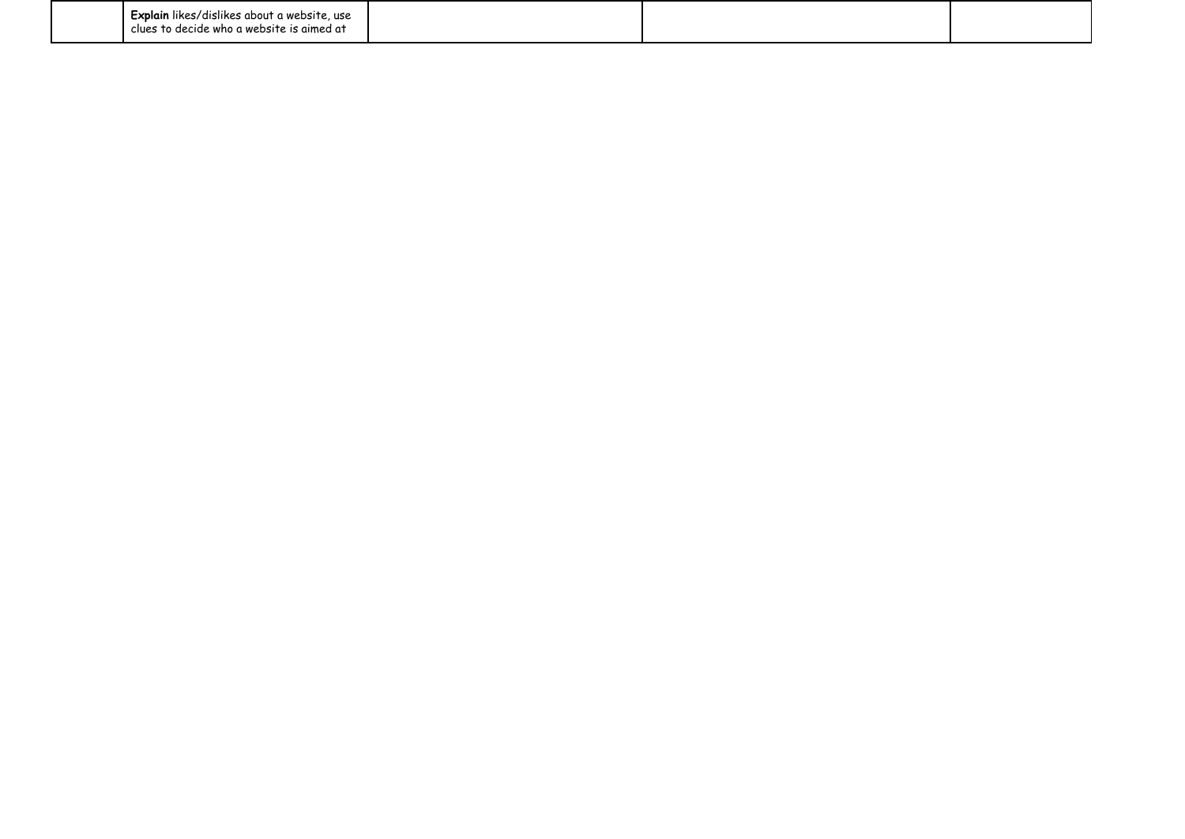| | | | | |
|---|---|---|---|---|
| | **Explain** likes/dislikes about a website, use clues to decide who a website is aimed at | | | |